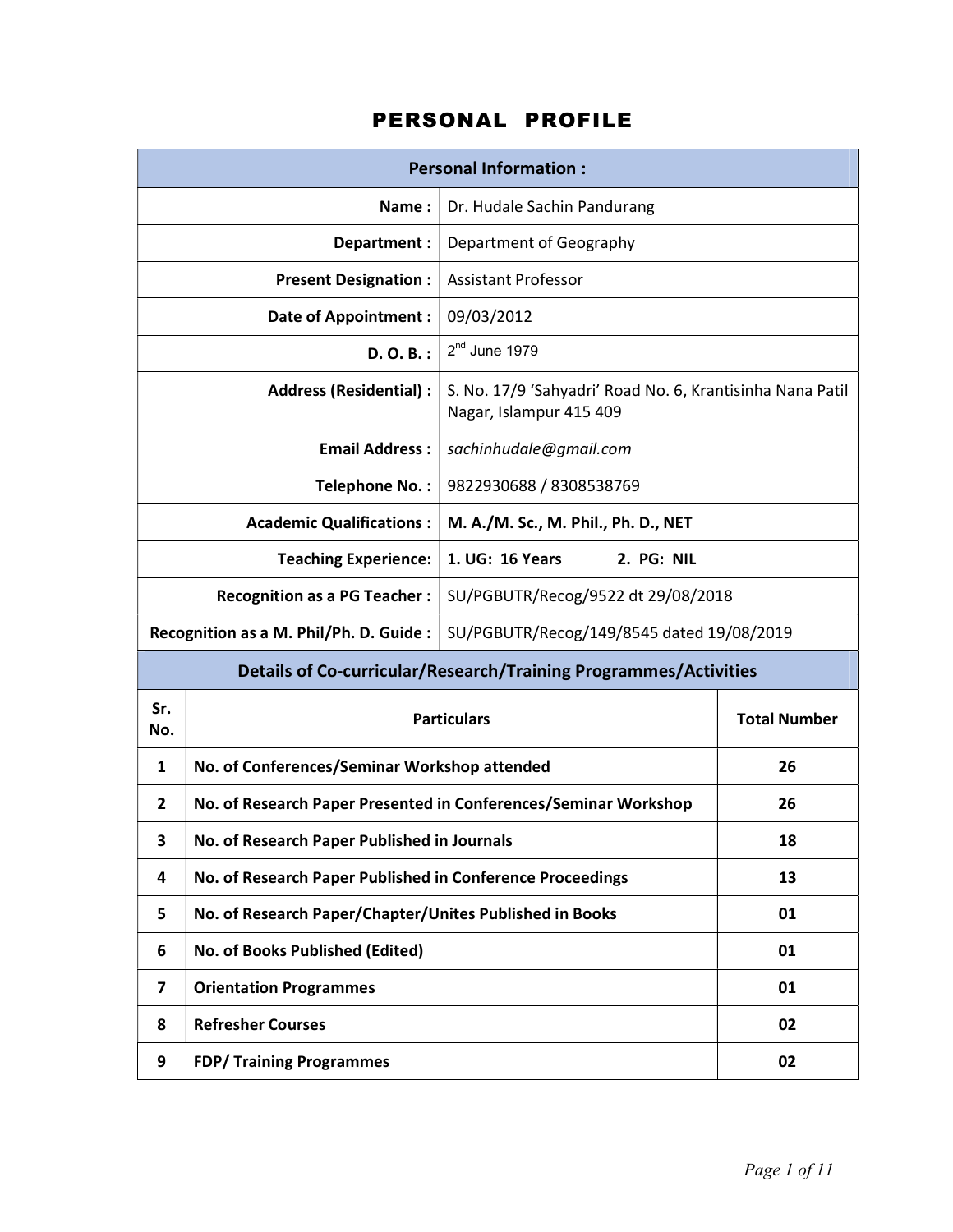# PERSONAL PROFILE

| Personal Information : | |
|---|---|
| **Name :** | Dr. Hudale Sachin Pandurang |
| **Department :** | Department of Geography |
| **Present Designation :** | Assistant Professor |
| **Date of Appointment :** | 09/03/2012 |
| **D. O. B. :** | 2nd June 1979 |
| **Address (Residential) :** | S. No. 17/9 'Sahyadri' Road No. 6, Krantisinha Nana Patil Nagar, Islampur 415 409 |
| **Email Address :** | *sachinhudale@gmail.com* |
| **Telephone No. :** | 9822930688 / 8308538769 |
| **Academic Qualifications :** | **M. A./M. Sc., M. Phil., Ph. D., NET** |
| **Teaching Experience:** | **1. UG: 16 Years     2. PG: NIL** |
| **Recognition as a PG Teacher :** | SU/PGBUTR/Recog/9522 dt 29/08/2018 |
| **Recognition as a M. Phil/Ph. D. Guide :** | SU/PGBUTR/Recog/149/8545 dated 19/08/2019 |

## Details of Co-curricular/Research/Training Programmes/Activities

| Sr. No. | Particulars | Total Number |
|---|---|---|
| 1 | **No. of Conferences/Seminar Workshop attended** | 26 |
| 2 | **No. of Research Paper Presented in Conferences/Seminar Workshop** | 26 |
| 3 | **No. of Research Paper Published in Journals** | 18 |
| 4 | **No. of Research Paper Published in Conference Proceedings** | 13 |
| 5 | **No. of Research Paper/Chapter/Unites Published in Books** | 01 |
| 6 | **No. of Books Published (Edited)** | 01 |
| 7 | **Orientation Programmes** | 01 |
| 8 | **Refresher Courses** | 02 |
| 9 | **FDP/ Training Programmes** | 02 |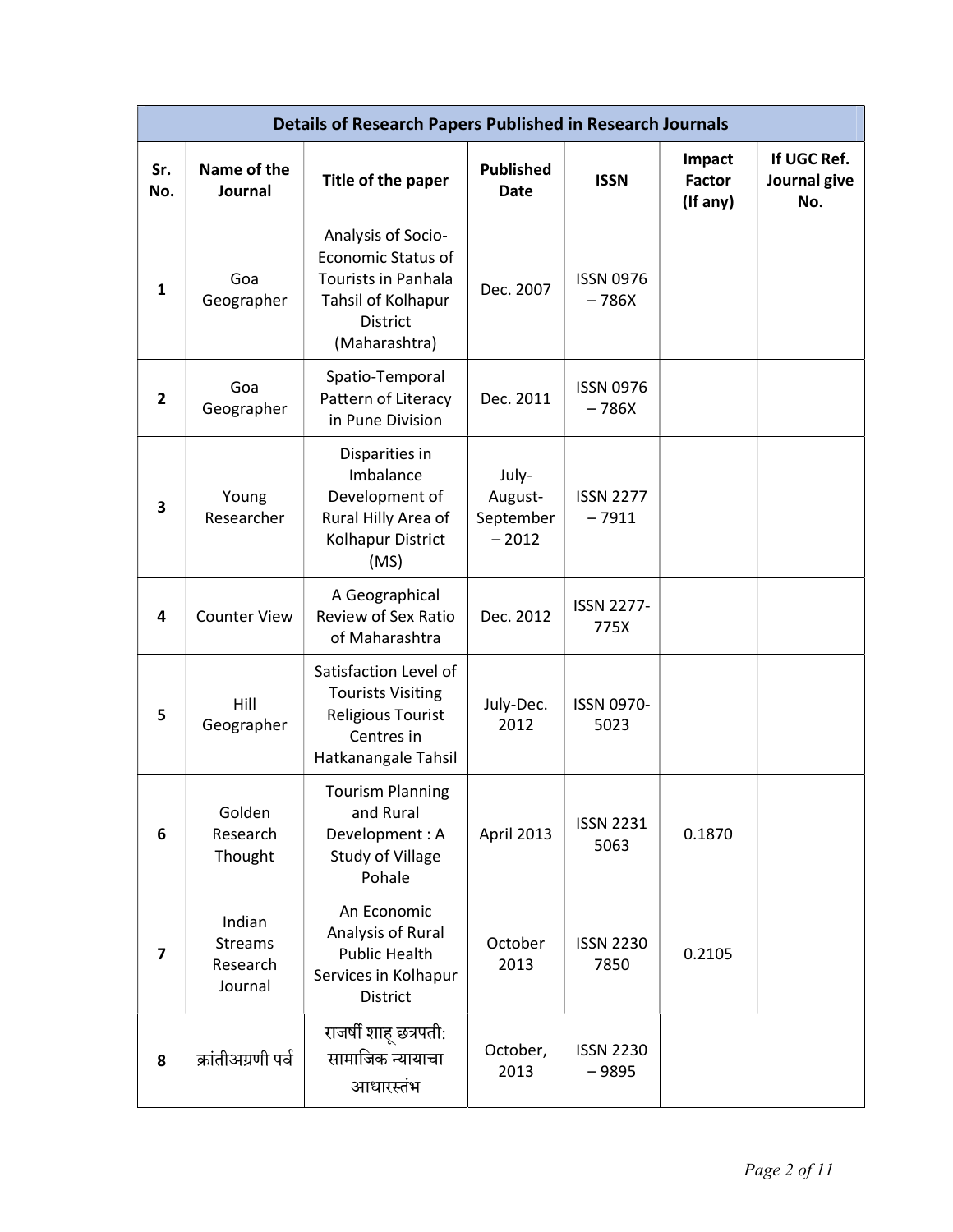| Details of Research Papers Published in Research Journals | | | | | | |
|---|---|---|---|---|---|---|
| Sr. No. | Name of the Journal | Title of the paper | Published Date | ISSN | Impact Factor (If any) | If UGC Ref. Journal give No. |
| 1 | Goa Geographer | Analysis of Socio-Economic Status of Tourists in Panhala Tahsil of Kolhapur District (Maharashtra) | Dec. 2007 | ISSN 0976 – 786X | | |
| 2 | Goa Geographer | Spatio-Temporal Pattern of Literacy in Pune Division | Dec. 2011 | ISSN 0976 – 786X | | |
| 3 | Young Researcher | Disparities in Imbalance Development of Rural Hilly Area of Kolhapur District (MS) | July-August-September – 2012 | ISSN 2277 – 7911 | | |
| 4 | Counter View | A Geographical Review of Sex Ratio of Maharashtra | Dec. 2012 | ISSN 2277-775X | | |
| 5 | Hill Geographer | Satisfaction Level of Tourists Visiting Religious Tourist Centres in Hatkanangale Tahsil | July-Dec. 2012 | ISSN 0970-5023 | | |
| 6 | Golden Research Thought | Tourism Planning and Rural Development : A Study of Village Pohale | April 2013 | ISSN 2231 5063 | 0.1870 | |
| 7 | Indian Streams Research Journal | An Economic Analysis of Rural Public Health Services in Kolhapur District | October 2013 | ISSN 2230 7850 | 0.2105 | |
| 8 | क्रांतीअग्रणी पर्व | राजर्षी शाहू छत्रपती: सामाजिक न्यायाचा आधारस्तंभ | October, 2013 | ISSN 2230 – 9895 | | |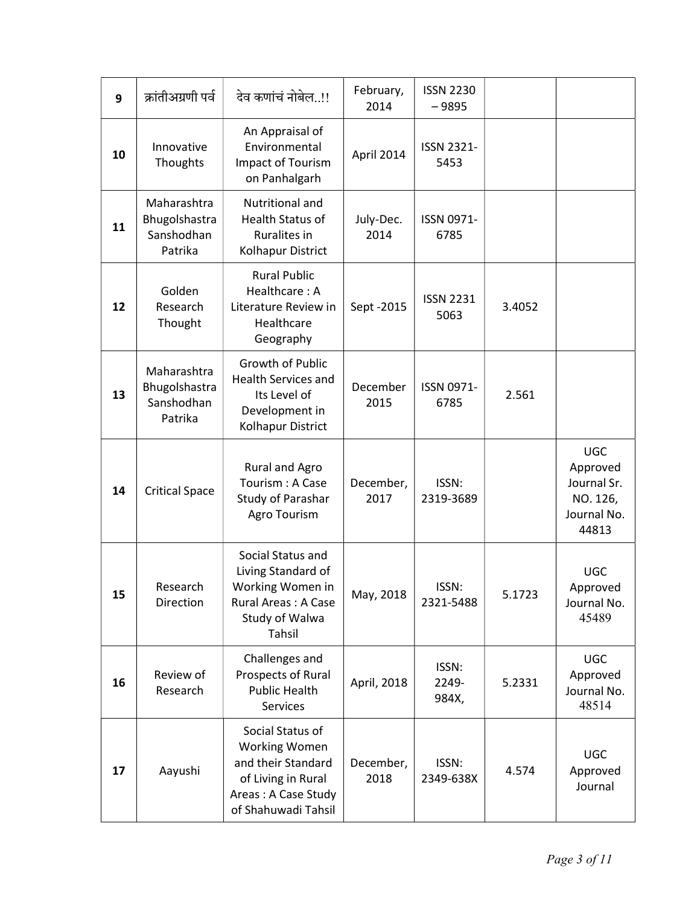| 9 | क्रांतीअग्रणी पर्व | देव कणांचं नोबेल..!! | February, 2014 | ISSN 2230 – 9895 | | |
|---|---|---|---|---|---|---|
| 10 | Innovative Thoughts | An Appraisal of Environmental Impact of Tourism on Panhalgarh | April 2014 | ISSN 2321-5453 | | |
| 11 | Maharashtra Bhugolshastra Sanshodhan Patrika | Nutritional and Health Status of Ruralites in Kolhapur District | July-Dec. 2014 | ISSN 0971-6785 | | |
| 12 | Golden Research Thought | Rural Public Healthcare : A Literature Review in Healthcare Geography | Sept -2015 | ISSN 2231 5063 | 3.4052 | |
| 13 | Maharashtra Bhugolshastra Sanshodhan Patrika | Growth of Public Health Services and Its Level of Development in Kolhapur District | December 2015 | ISSN 0971-6785 | 2.561 | |
| 14 | Critical Space | Rural and Agro Tourism : A Case Study of Parashar Agro Tourism | December, 2017 | ISSN: 2319-3689 | | UGC Approved Journal Sr. NO. 126, Journal No. 44813 |
| 15 | Research Direction | Social Status and Living Standard of Working Women in Rural Areas : A Case Study of Walwa Tahsil | May, 2018 | ISSN: 2321-5488 | 5.1723 | UGC Approved Journal No. 45489 |
| 16 | Review of Research | Challenges and Prospects of Rural Public Health Services | April, 2018 | ISSN: 2249-984X, | 5.2331 | UGC Approved Journal No. 48514 |
| 17 | Aayushi | Social Status of Working Women and their Standard of Living in Rural Areas : A Case Study of Shahuwadi Tahsil | December, 2018 | ISSN: 2349-638X | 4.574 | UGC Approved Journal |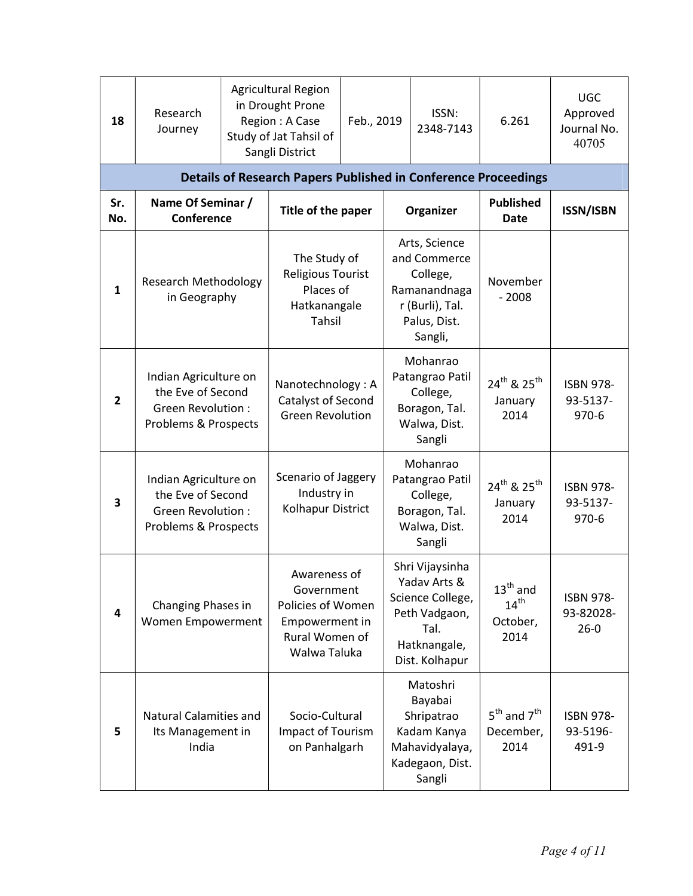| 18 | Research Journey | Agricultural Region in Drought Prone Region : A Case Study of Jat Tahsil of Sangli District | Feb., 2019 | ISSN: 2348-7143 | 6.261 | UGC Approved Journal No. 40705 |
|---|---|---|---|---|---|---|

**Details of Research Papers Published in Conference Proceedings**

| Sr. No. | Name Of Seminar / Conference | Title of the paper | Organizer | Published Date | ISSN/ISBN |
|---|---|---|---|---|---|
| 1 | Research Methodology in Geography | The Study of Religious Tourist Places of Hatkanangale Tahsil | Arts, Science and Commerce College, Ramanandnagar (Burli), Tal. Palus, Dist. Sangli, | November - 2008 | |
| 2 | Indian Agriculture on the Eve of Second Green Revolution : Problems & Prospects | Nanotechnology : A Catalyst of Second Green Revolution | Mohanrao Patangrao Patil College, Boragon, Tal. Walwa, Dist. Sangli | 24th & 25th January 2014 | ISBN 978-93-5137-970-6 |
| 3 | Indian Agriculture on the Eve of Second Green Revolution : Problems & Prospects | Scenario of Jaggery Industry in Kolhapur District | Mohanrao Patangrao Patil College, Boragon, Tal. Walwa, Dist. Sangli | 24th & 25th January 2014 | ISBN 978-93-5137-970-6 |
| 4 | Changing Phases in Women Empowerment | Awareness of Government Policies of Women Empowerment in Rural Women of Walwa Taluka | Shri Vijaysinha Yadav Arts & Science College, Peth Vadgaon, Tal. Hatknangale, Dist. Kolhapur | 13th and 14th October, 2014 | ISBN 978-93-82028-26-0 |
| 5 | Natural Calamities and Its Management in India | Socio-Cultural Impact of Tourism on Panhalgarh | Matoshri Bayabai Shripatrao Kadam Kanya Mahavidyalaya, Kadegaon, Dist. Sangli | 5th and 7th December, 2014 | ISBN 978-93-5196-491-9 |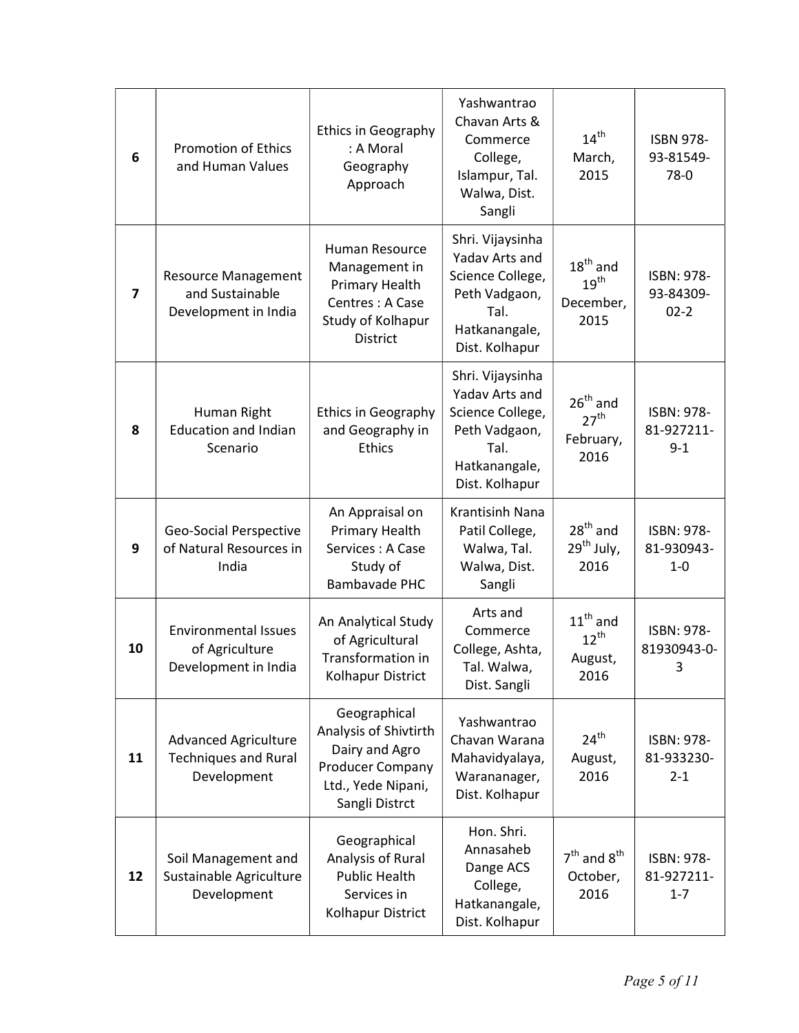| 6 | Promotion of Ethics and Human Values | Ethics in Geography : A Moral Geography Approach | Yashwantrao Chavan Arts & Commerce College, Islampur, Tal. Walwa, Dist. Sangli | 14th March, 2015 | ISBN 978-93-81549-78-0 |
|---|---|---|---|---|---|
| 7 | Resource Management and Sustainable Development in India | Human Resource Management in Primary Health Centres : A Case Study of Kolhapur District | Shri. Vijaysinha Yadav Arts and Science College, Peth Vadgaon, Tal. Hatkanangale, Dist. Kolhapur | 18th and 19th December, 2015 | ISBN: 978-93-84309-02-2 |
| 8 | Human Right Education and Indian Scenario | Ethics in Geography and Geography in Ethics | Shri. Vijaysinha Yadav Arts and Science College, Peth Vadgaon, Tal. Hatkanangale, Dist. Kolhapur | 26th and 27th February, 2016 | ISBN: 978-81-927211-9-1 |
| 9 | Geo-Social Perspective of Natural Resources in India | An Appraisal on Primary Health Services : A Case Study of Bambavade PHC | Krantisinh Nana Patil College, Walwa, Tal. Walwa, Dist. Sangli | 28th and 29th July, 2016 | ISBN: 978-81-930943-1-0 |
| 10 | Environmental Issues of Agriculture Development in India | An Analytical Study of Agricultural Transformation in Kolhapur District | Arts and Commerce College, Ashta, Tal. Walwa, Dist. Sangli | 11th and 12th August, 2016 | ISBN: 978-81930943-0-3 |
| 11 | Advanced Agriculture Techniques and Rural Development | Geographical Analysis of Shivtirth Dairy and Agro Producer Company Ltd., Yede Nipani, Sangli Distrct | Yashwantrao Chavan Warana Mahavidyalaya, Warananager, Dist. Kolhapur | 24th August, 2016 | ISBN: 978-81-933230-2-1 |
| 12 | Soil Management and Sustainable Agriculture Development | Geographical Analysis of Rural Public Health Services in Kolhapur District | Hon. Shri. Annasaheb Dange ACS College, Hatkanangale, Dist. Kolhapur | 7th and 8th October, 2016 | ISBN: 978-81-927211-1-7 |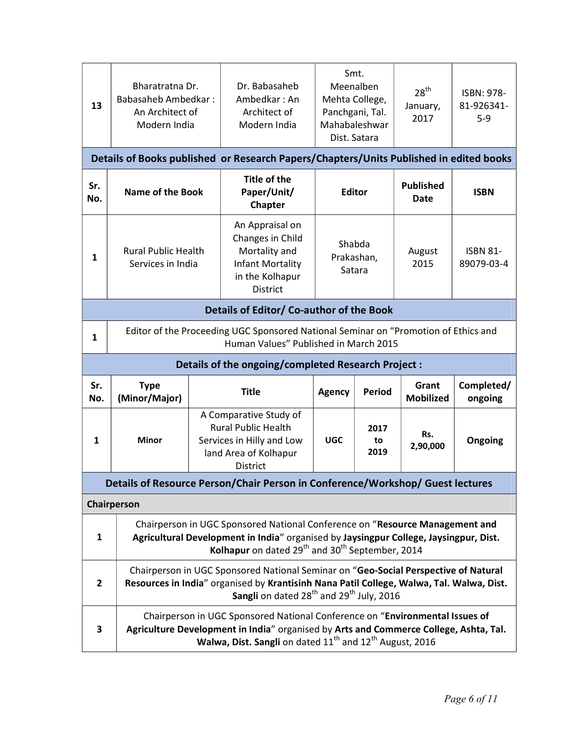| 13 | Bharatratna Dr. Babasaheb Ambedkar : An Architect of Modern India | Dr. Babasaheb Ambedkar : An Architect of Modern India | Smt. Meenalben Mehta College, Panchgani, Tal. Mahabaleshwar Dist. Satara | 28th January, 2017 | ISBN: 978-81-926341-5-9 |
|---|---|---|---|---|---|

## Details of Books published or Research Papers/Chapters/Units Published in edited books

| Sr. No. | Name of the Book | Title of the Paper/Unit/ Chapter | Editor | Published Date | ISBN |
|---|---|---|---|---|---|
| 1 | Rural Public Health Services in India | An Appraisal on Changes in Child Mortality and Infant Mortality in the Kolhapur District | Shabda Prakashan, Satara | August 2015 | ISBN 81-89079-03-4 |

## Details of Editor/ Co-author of the Book

| 1 | Editor of the Proceeding UGC Sponsored National Seminar on "Promotion of Ethics and Human Values" Published in March 2015 |
|---|---|

## Details of the ongoing/completed Research Project :

| Sr. No. | Type (Minor/Major) | Title | Agency | Period | Grant Mobilized | Completed/ ongoing |
|---|---|---|---|---|---|---|
| 1 | **Minor** | A Comparative Study of Rural Public Health Services in Hilly and Low land Area of Kolhapur District | **UGC** | **2017 to 2019** | **Rs. 2,90,000** | **Ongoing** |

## Details of Resource Person/Chair Person in Conference/Workshop/ Guest lectures

**Chairperson**

| 1 | Chairperson in UGC Sponsored National Conference on "**Resource Management and Agricultural Development in India**" organised by **Jaysingpur College, Jaysingpur, Dist. Kolhapur** on dated 29th and 30th September, 2014 |
|---|---|
| 2 | Chairperson in UGC Sponsored National Seminar on "**Geo-Social Perspective of Natural Resources in India**" organised by **Krantisinh Nana Patil College, Walwa, Tal. Walwa, Dist. Sangli** on dated 28th and 29th July, 2016 |
| 3 | Chairperson in UGC Sponsored National Conference on "**Environmental Issues of Agriculture Development in India**" organised by **Arts and Commerce College, Ashta, Tal. Walwa, Dist. Sangli** on dated 11th and 12th August, 2016 |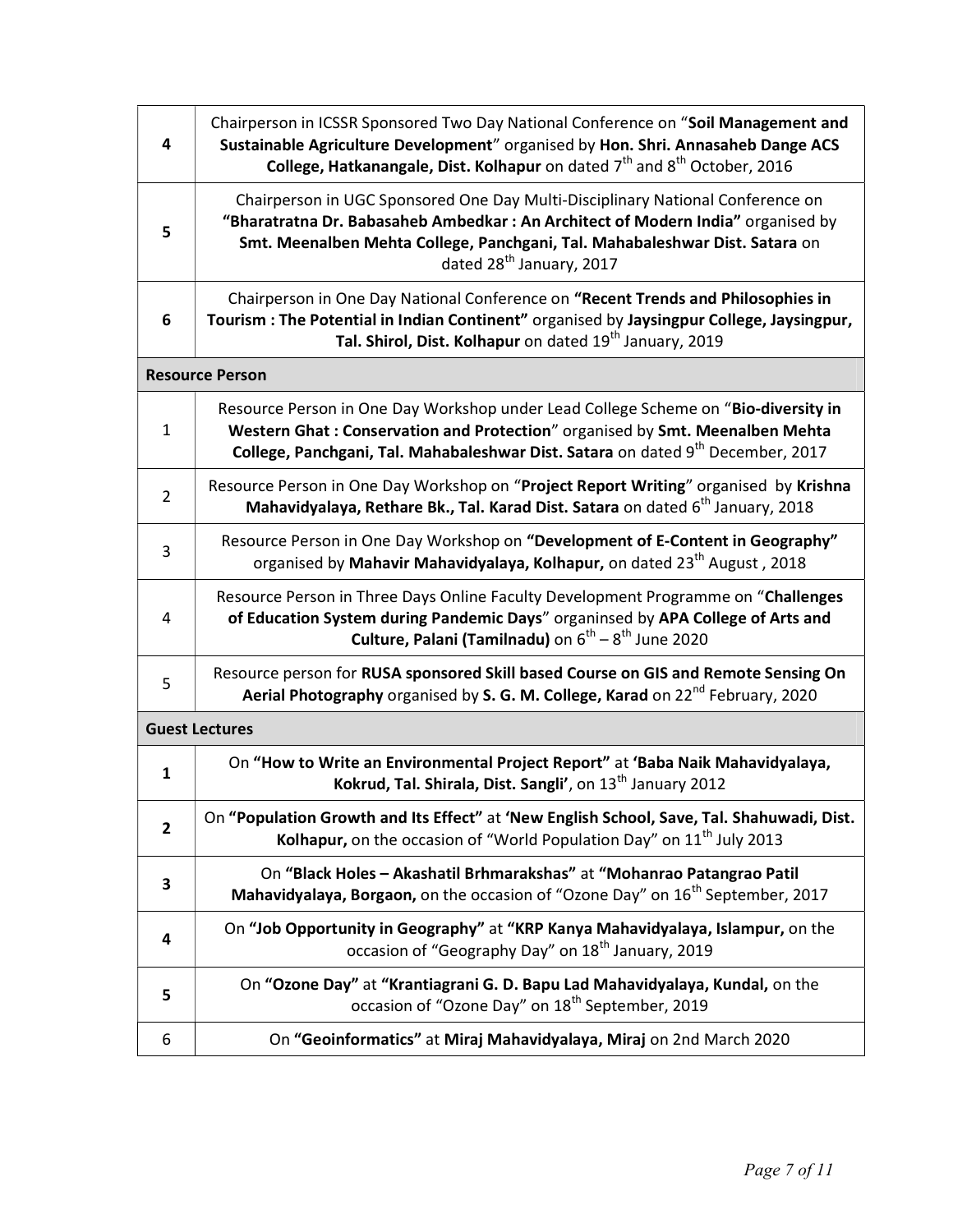| | |
|---|---|
| **4** | Chairperson in ICSSR Sponsored Two Day National Conference on "**Soil Management and Sustainable Agriculture Development**" organised by **Hon. Shri. Annasaheb Dange ACS College, Hatkanangale, Dist. Kolhapur** on dated 7th and 8th October, 2016 |
| **5** | Chairperson in UGC Sponsored One Day Multi-Disciplinary National Conference on **"Bharatratna Dr. Babasaheb Ambedkar : An Architect of Modern India"** organised by **Smt. Meenalben Mehta College, Panchgani, Tal. Mahabaleshwar Dist. Satara** on dated 28th January, 2017 |
| **6** | Chairperson in One Day National Conference on **"Recent Trends and Philosophies in Tourism : The Potential in Indian Continent"** organised by **Jaysingpur College, Jaysingpur, Tal. Shirol, Dist. Kolhapur** on dated 19th January, 2019 |
| **Resource Person** | |
| 1 | Resource Person in One Day Workshop under Lead College Scheme on "**Bio-diversity in Western Ghat : Conservation and Protection**" organised by **Smt. Meenalben Mehta College, Panchgani, Tal. Mahabaleshwar Dist. Satara** on dated 9th December, 2017 |
| 2 | Resource Person in One Day Workshop on "**Project Report Writing**" organised by **Krishna Mahavidyalaya, Rethare Bk., Tal. Karad Dist. Satara** on dated 6th January, 2018 |
| 3 | Resource Person in One Day Workshop on **"Development of E-Content in Geography"** organised by **Mahavir Mahavidyalaya, Kolhapur,** on dated 23th August , 2018 |
| 4 | Resource Person in Three Days Online Faculty Development Programme on "**Challenges of Education System during Pandemic Days**" organinsed by **APA College of Arts and Culture, Palani (Tamilnadu)** on 6th – 8th June 2020 |
| 5 | Resource person for **RUSA sponsored Skill based Course on GIS and Remote Sensing On Aerial Photography** organised by **S. G. M. College, Karad** on 22nd February, 2020 |
| **Guest Lectures** | |
| **1** | On **"How to Write an Environmental Project Report"** at **'Baba Naik Mahavidyalaya, Kokrud, Tal. Shirala, Dist. Sangli'**, on 13th January 2012 |
| **2** | On **"Population Growth and Its Effect"** at **'New English School, Save, Tal. Shahuwadi, Dist. Kolhapur,** on the occasion of "World Population Day" on 11th July 2013 |
| **3** | On **"Black Holes – Akashatil Brhmarakshas"** at **"Mohanrao Patangrao Patil Mahavidyalaya, Borgaon,** on the occasion of "Ozone Day" on 16th September, 2017 |
| **4** | On **"Job Opportunity in Geography"** at **"KRP Kanya Mahavidyalaya, Islampur,** on the occasion of "Geography Day" on 18th January, 2019 |
| **5** | On **"Ozone Day"** at **"Krantiagrani G. D. Bapu Lad Mahavidyalaya, Kundal,** on the occasion of "Ozone Day" on 18th September, 2019 |
| 6 | On **"Geoinformatics"** at **Miraj Mahavidyalaya, Miraj** on 2nd March 2020 |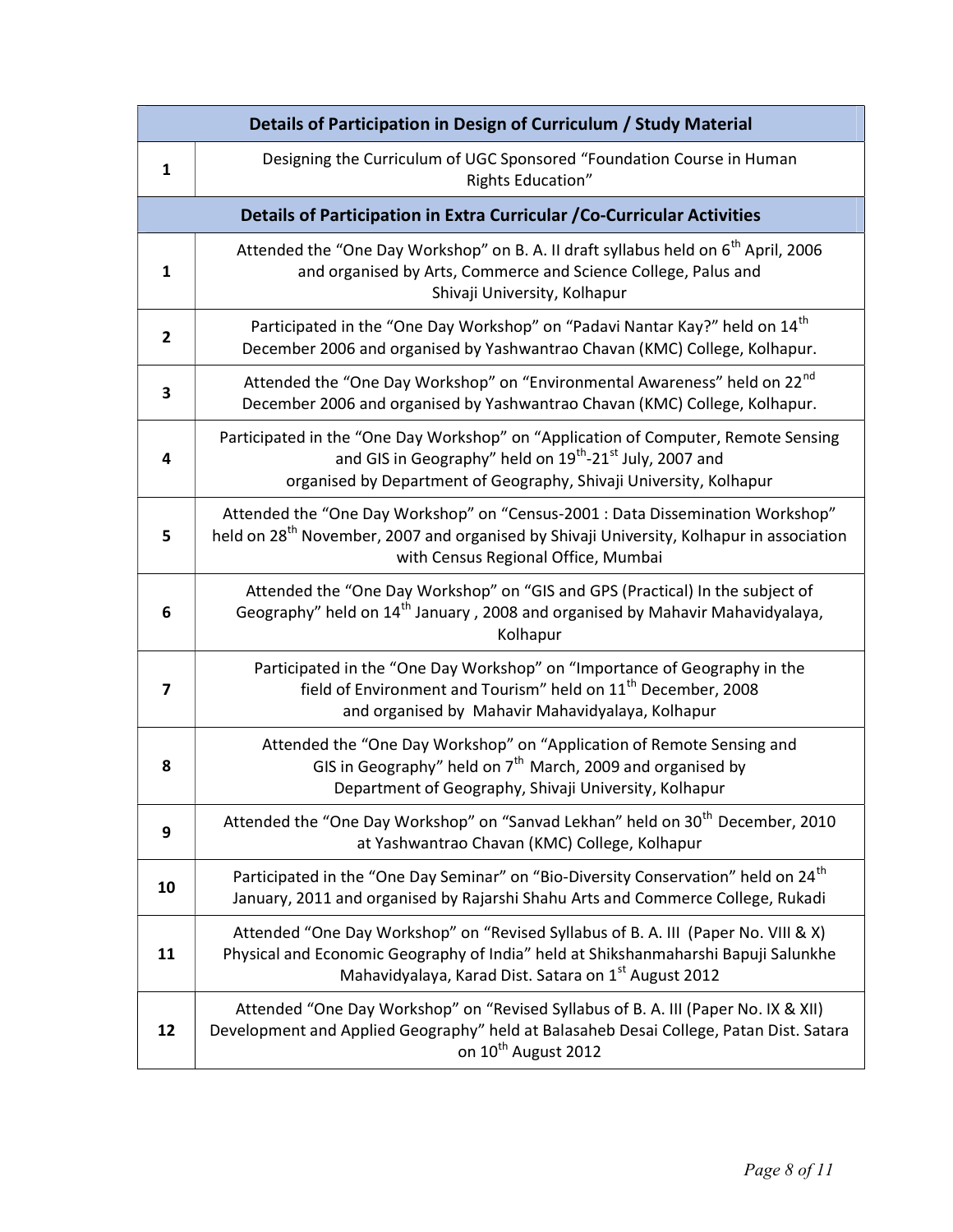| Details of Participation in Design of Curriculum / Study Material | |
|---|---|
| 1 | Designing the Curriculum of UGC Sponsored "Foundation Course in Human Rights Education" |
| **Details of Participation in Extra Curricular /Co-Curricular Activities** | |
| 1 | Attended the "One Day Workshop" on B. A. II draft syllabus held on 6th April, 2006 and organised by Arts, Commerce and Science College, Palus and Shivaji University, Kolhapur |
| 2 | Participated in the "One Day Workshop" on "Padavi Nantar Kay?" held on 14th December 2006 and organised by Yashwantrao Chavan (KMC) College, Kolhapur. |
| 3 | Attended the "One Day Workshop" on "Environmental Awareness" held on 22nd December 2006 and organised by Yashwantrao Chavan (KMC) College, Kolhapur. |
| 4 | Participated in the "One Day Workshop" on "Application of Computer, Remote Sensing and GIS in Geography" held on 19th-21st July, 2007 and organised by Department of Geography, Shivaji University, Kolhapur |
| 5 | Attended the "One Day Workshop" on "Census-2001 : Data Dissemination Workshop" held on 28th November, 2007 and organised by Shivaji University, Kolhapur in association with Census Regional Office, Mumbai |
| 6 | Attended the "One Day Workshop" on "GIS and GPS (Practical) In the subject of Geography" held on 14th January , 2008 and organised by Mahavir Mahavidyalaya, Kolhapur |
| 7 | Participated in the "One Day Workshop" on "Importance of Geography in the field of Environment and Tourism" held on 11th December, 2008 and organised by Mahavir Mahavidyalaya, Kolhapur |
| 8 | Attended the "One Day Workshop" on "Application of Remote Sensing and GIS in Geography" held on 7th March, 2009 and organised by Department of Geography, Shivaji University, Kolhapur |
| 9 | Attended the "One Day Workshop" on "Sanvad Lekhan" held on 30th December, 2010 at Yashwantrao Chavan (KMC) College, Kolhapur |
| 10 | Participated in the "One Day Seminar" on "Bio-Diversity Conservation" held on 24th January, 2011 and organised by Rajarshi Shahu Arts and Commerce College, Rukadi |
| 11 | Attended "One Day Workshop" on "Revised Syllabus of B. A. III (Paper No. VIII & X) Physical and Economic Geography of India" held at Shikshanmaharshi Bapuji Salunkhe Mahavidyalaya, Karad Dist. Satara on 1st August 2012 |
| 12 | Attended "One Day Workshop" on "Revised Syllabus of B. A. III (Paper No. IX & XII) Development and Applied Geography" held at Balasaheb Desai College, Patan Dist. Satara on 10th August 2012 |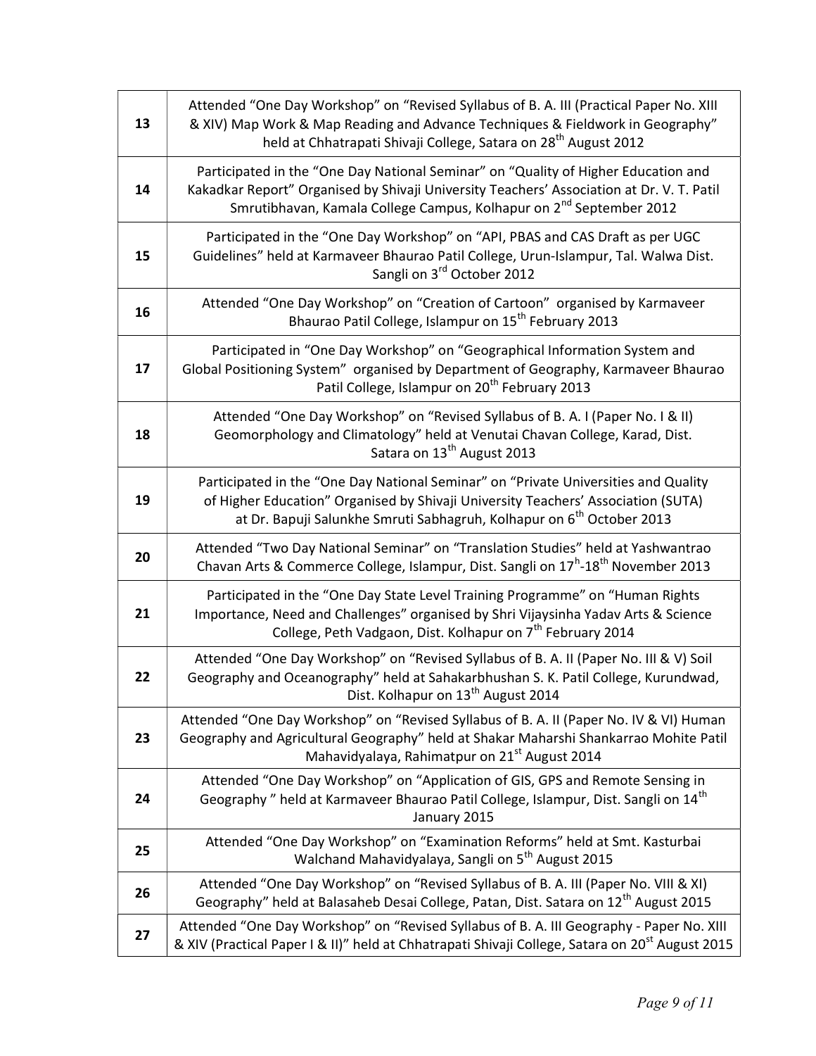| | |
|---|---|
| 13 | Attended "One Day Workshop" on "Revised Syllabus of B. A. III (Practical Paper No. XIII & XIV) Map Work & Map Reading and Advance Techniques & Fieldwork in Geography" held at Chhatrapati Shivaji College, Satara on 28th August 2012 |
| 14 | Participated in the "One Day National Seminar" on "Quality of Higher Education and Kakadkar Report" Organised by Shivaji University Teachers' Association at Dr. V. T. Patil Smrutibhavan, Kamala College Campus, Kolhapur on 2nd September 2012 |
| 15 | Participated in the "One Day Workshop" on "API, PBAS and CAS Draft as per UGC Guidelines" held at Karmaveer Bhaurao Patil College, Urun-Islampur, Tal. Walwa Dist. Sangli on 3rd October 2012 |
| 16 | Attended "One Day Workshop" on "Creation of Cartoon" organised by Karmaveer Bhaurao Patil College, Islampur on 15th February 2013 |
| 17 | Participated in "One Day Workshop" on "Geographical Information System and Global Positioning System" organised by Department of Geography, Karmaveer Bhaurao Patil College, Islampur on 20th February 2013 |
| 18 | Attended "One Day Workshop" on "Revised Syllabus of B. A. I (Paper No. I & II) Geomorphology and Climatology" held at Venutai Chavan College, Karad, Dist. Satara on 13th August 2013 |
| 19 | Participated in the "One Day National Seminar" on "Private Universities and Quality of Higher Education" Organised by Shivaji University Teachers' Association (SUTA) at Dr. Bapuji Salunkhe Smruti Sabhagruh, Kolhapur on 6th October 2013 |
| 20 | Attended "Two Day National Seminar" on "Translation Studies" held at Yashwantrao Chavan Arts & Commerce College, Islampur, Dist. Sangli on 17h-18th November 2013 |
| 21 | Participated in the "One Day State Level Training Programme" on "Human Rights Importance, Need and Challenges" organised by Shri Vijaysinha Yadav Arts & Science College, Peth Vadgaon, Dist. Kolhapur on 7th February 2014 |
| 22 | Attended "One Day Workshop" on "Revised Syllabus of B. A. II (Paper No. III & V) Soil Geography and Oceanography" held at Sahakarbhushan S. K. Patil College, Kurundwad, Dist. Kolhapur on 13th August 2014 |
| 23 | Attended "One Day Workshop" on "Revised Syllabus of B. A. II (Paper No. IV & VI) Human Geography and Agricultural Geography" held at Shakar Maharshi Shankarrao Mohite Patil Mahavidyalaya, Rahimatpur on 21st August 2014 |
| 24 | Attended "One Day Workshop" on "Application of GIS, GPS and Remote Sensing in Geography " held at Karmaveer Bhaurao Patil College, Islampur, Dist. Sangli on 14th January 2015 |
| 25 | Attended "One Day Workshop" on "Examination Reforms" held at Smt. Kasturbai Walchand Mahavidyalaya, Sangli on 5th August 2015 |
| 26 | Attended "One Day Workshop" on "Revised Syllabus of B. A. III (Paper No. VIII & XI) Geography" held at Balasaheb Desai College, Patan, Dist. Satara on 12th August 2015 |
| 27 | Attended "One Day Workshop" on "Revised Syllabus of B. A. III Geography - Paper No. XIII & XIV (Practical Paper I & II)" held at Chhatrapati Shivaji College, Satara on 20st August 2015 |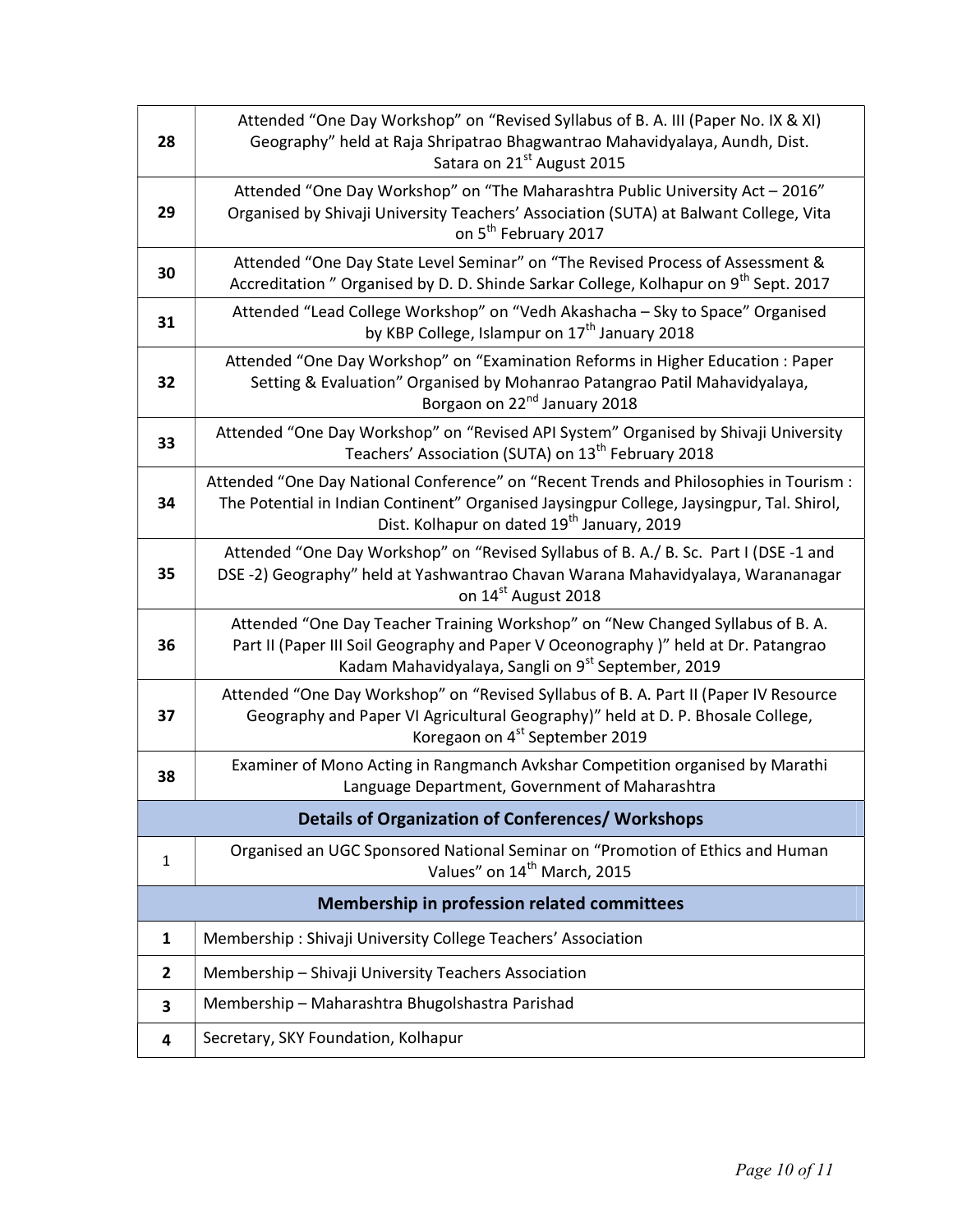| | |
|---|---|
| **28** | Attended "One Day Workshop" on "Revised Syllabus of B. A. III (Paper No. IX & XI) Geography" held at Raja Shripatrao Bhagwantrao Mahavidyalaya, Aundh, Dist. Satara on 21st August 2015 |
| **29** | Attended "One Day Workshop" on "The Maharashtra Public University Act – 2016" Organised by Shivaji University Teachers' Association (SUTA) at Balwant College, Vita on 5th February 2017 |
| **30** | Attended "One Day State Level Seminar" on "The Revised Process of Assessment & Accreditation " Organised by D. D. Shinde Sarkar College, Kolhapur on 9th Sept. 2017 |
| **31** | Attended "Lead College Workshop" on "Vedh Akashacha – Sky to Space" Organised by KBP College, Islampur on 17th January 2018 |
| **32** | Attended "One Day Workshop" on "Examination Reforms in Higher Education : Paper Setting & Evaluation" Organised by Mohanrao Patangrao Patil Mahavidyalaya, Borgaon on 22nd January 2018 |
| **33** | Attended "One Day Workshop" on "Revised API System" Organised by Shivaji University Teachers' Association (SUTA) on 13th February 2018 |
| **34** | Attended "One Day National Conference" on "Recent Trends and Philosophies in Tourism : The Potential in Indian Continent" Organised Jaysingpur College, Jaysingpur, Tal. Shirol, Dist. Kolhapur on dated 19th January, 2019 |
| **35** | Attended "One Day Workshop" on "Revised Syllabus of B. A./ B. Sc. Part I (DSE -1 and DSE -2) Geography" held at Yashwantrao Chavan Warana Mahavidyalaya, Warananagar on 14st August 2018 |
| **36** | Attended "One Day Teacher Training Workshop" on "New Changed Syllabus of B. A. Part II (Paper III Soil Geography and Paper V Oceonography )" held at Dr. Patangrao Kadam Mahavidyalaya, Sangli on 9st September, 2019 |
| **37** | Attended "One Day Workshop" on "Revised Syllabus of B. A. Part II (Paper IV Resource Geography and Paper VI Agricultural Geography)" held at D. P. Bhosale College, Koregaon on 4st September 2019 |
| **38** | Examiner of Mono Acting in Rangmanch Avkshar Competition organised by Marathi Language Department, Government of Maharashtra |
| | **Details of Organization of Conferences/ Workshops** |
| 1 | Organised an UGC Sponsored National Seminar on "Promotion of Ethics and Human Values" on 14th March, 2015 |
| | **Membership in profession related committees** |
| **1** | Membership : Shivaji University College Teachers' Association |
| **2** | Membership – Shivaji University Teachers Association |
| **3** | Membership – Maharashtra Bhugolshastra Parishad |
| **4** | Secretary, SKY Foundation, Kolhapur |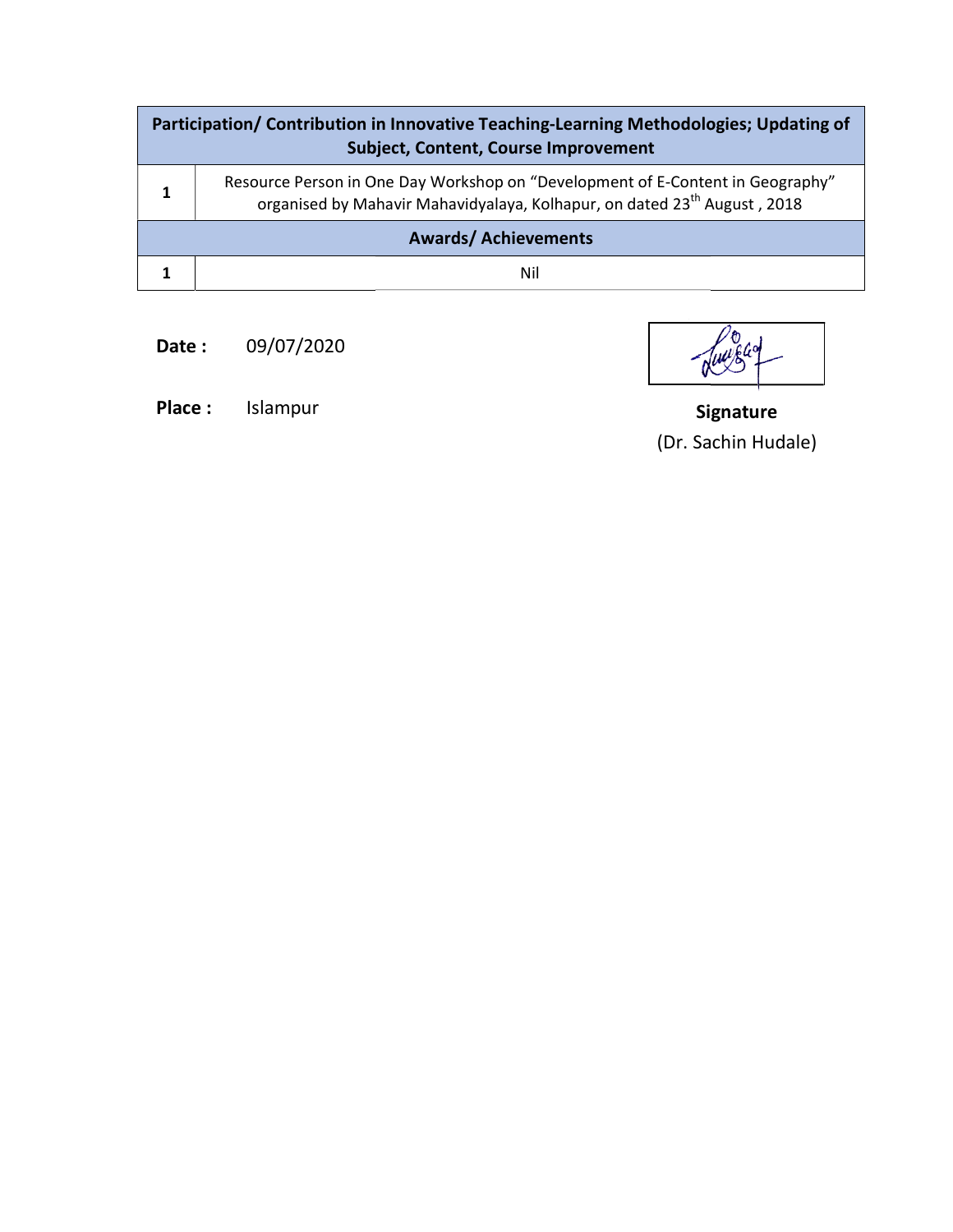| | |
|---|---|
| **Participation/ Contribution in Innovative Teaching-Learning Methodologies; Updating of Subject, Content, Course Improvement** | |
| **1** | Resource Person in One Day Workshop on "Development of E-Content in Geography" organised by Mahavir Mahavidyalaya, Kolhapur, on dated 23th August , 2018 |
| **Awards/ Achievements** | |
| **1** | Nil |

**Date :** 09/07/2020

**Place :** Islampur

**Signature**

(Dr. Sachin Hudale)